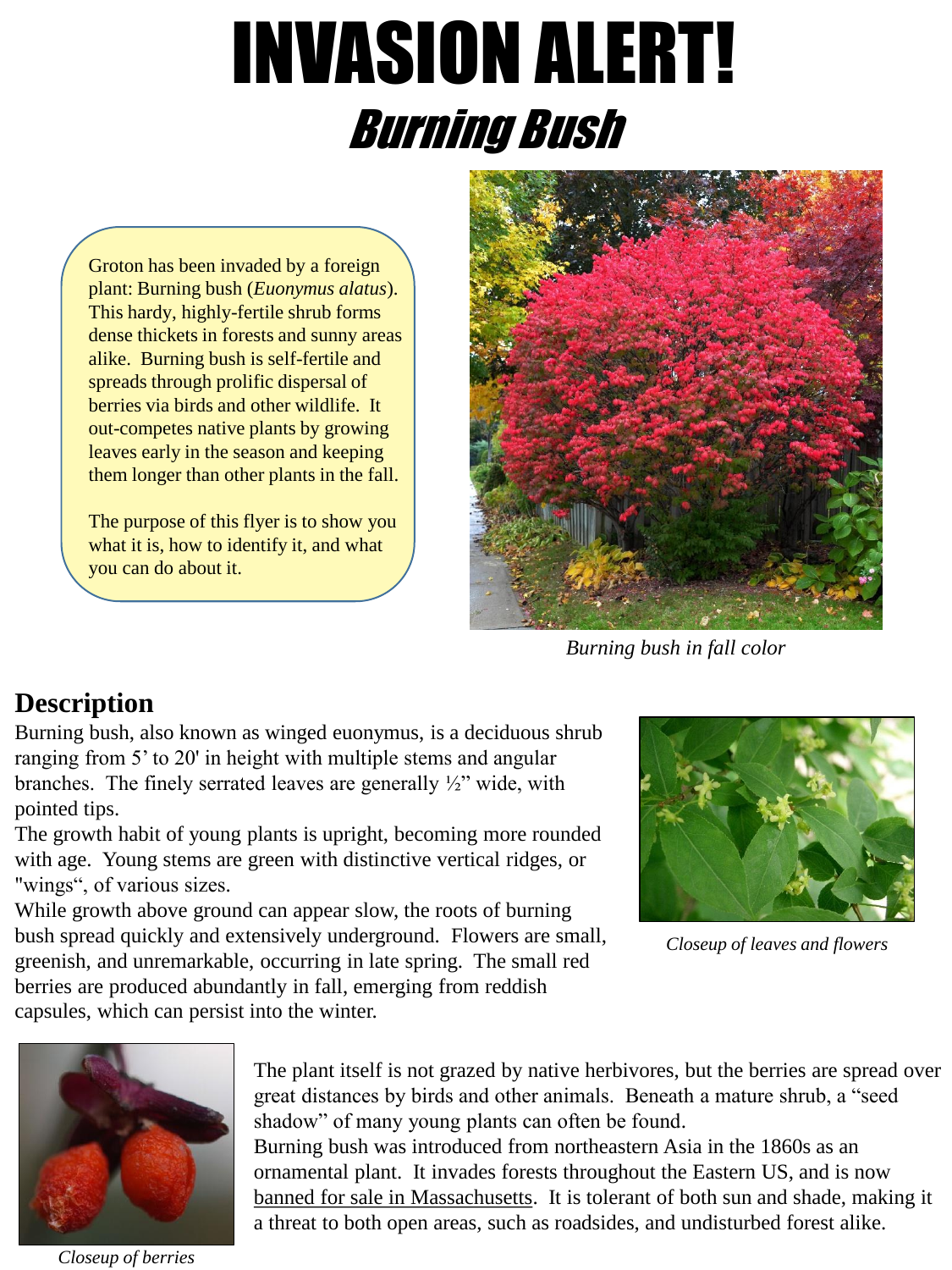# INVASION ALERT!

## *Burning Bush*

Groton has been invaded by a foreign plant: Burning bush (*Euonymus alatus*). This hardy, highly-fertile shrub forms dense thickets in forests and sunny areas alike. Burning bush is self-fertile and spreads through prolific dispersal of berries via birds and other wildlife. It out-competes native plants by growing leaves early in the season and keeping them longer than other plants in the fall.

The purpose of this flyer is to show you what it is, how to identify it, and what you can do about it.

*Burning bush in fall color*

## Description

Burning bush, also known as winged euonymus, is a deciduous shrub ranging from 5' to 20' in height with multiple stems and angular branches. The finely serrated leaves are generally ½" wide, with pointed tips.

The growth habit of young plants is upright, becoming more rounded with age. Young stems are green with distinctive vertical ridges, or "wings", of various sizes.

While growth above ground can appear slow, the roots of burning bush spread quickly and extensively underground. Flowers are small, greenish, and unremarkable, occurring in late spring. The small red berries are produced abundantly in fall, emerging from reddish capsules, which can persist into the winter.

*Closeup of leaves and flowers*

The plant itself is not grazed by native herbivores, but the berries are spread over great distances by birds and other animals. Beneath a mature shrub, a "seed shadow" of many young plants can often be found.

Burning bush was introduced from northeastern Asia in the 1860s as an ornamental plant. It invades forests throughout the Eastern US, and is now banned for sale in Massachusetts. It is tolerant of both sun and shade, making it a threat to both open areas, such as roadsides, and undisturbed forest alike.

*Closeup of berries*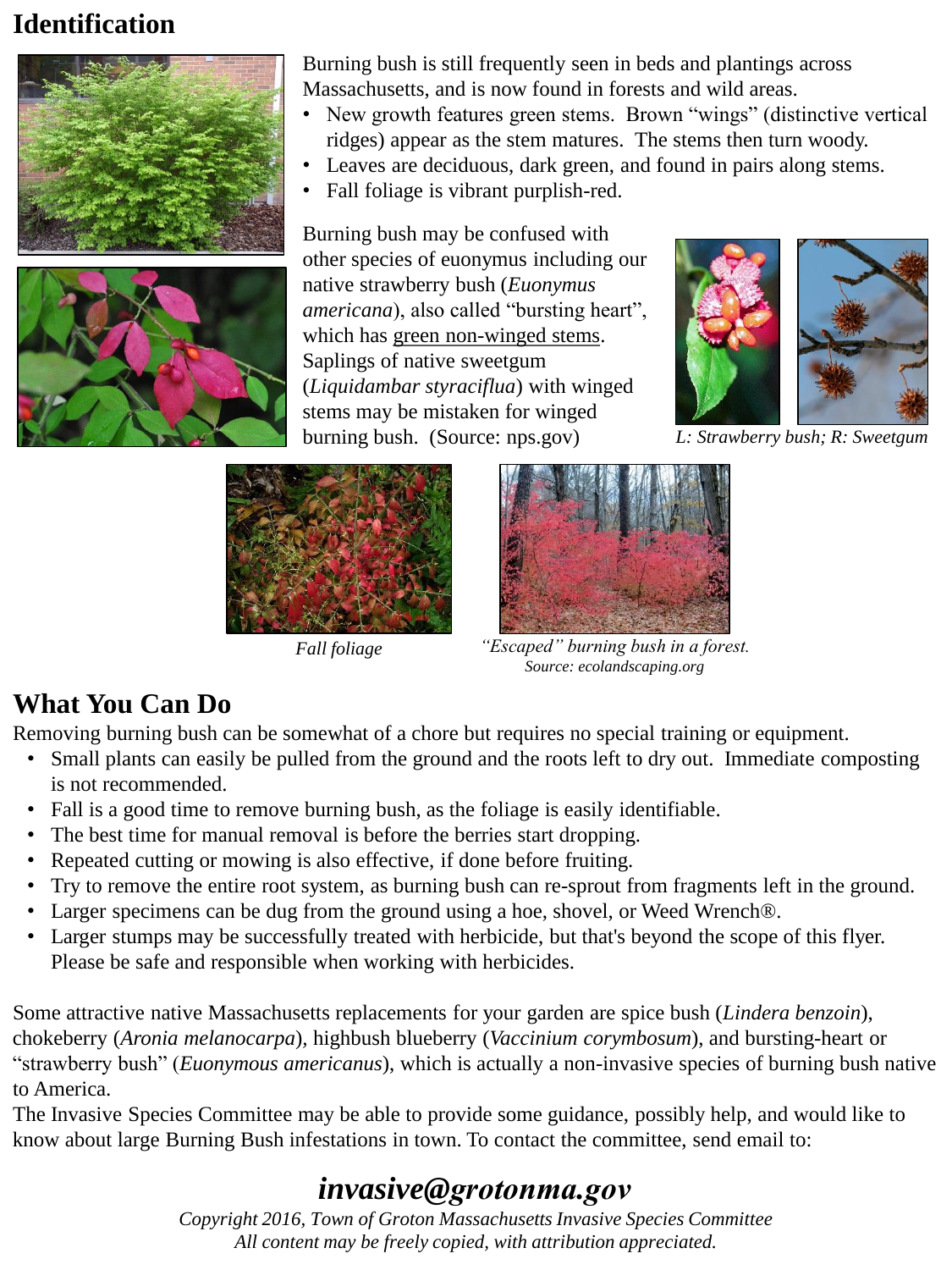## Identification

Burning bush is still frequently seen in beds and plantings across Massachusetts, and is now found in forests and wild areas.

- New growth features green stems. Brown "wings" (distinctive vertical ridges) appear as the stem matures. The stems then turn woody.
- Leaves are deciduous, dark green, and found in pairs along stems.
- Fall foliage is vibrant purplish-red.

Burning bush may be confused with other species of euonymus including our native strawberry bush (*Euonymus americana*), also called "bursting heart", which has green non-winged stems. Saplings of native sweetgum (*Liquidambar styraciflua*) with winged stems may be mistaken for winged burning bush. (Source: nps.gov)

*L: Strawberry bush; R: Sweetgum*

*Fall foliage*

*"Escaped" burning bush in a forest.*
*Source: ecolandscaping.org*

## What You Can Do

Removing burning bush can be somewhat of a chore but requires no special training or equipment.

- Small plants can easily be pulled from the ground and the roots left to dry out. Immediate composting is not recommended.
- Fall is a good time to remove burning bush, as the foliage is easily identifiable.
- The best time for manual removal is before the berries start dropping.
- Repeated cutting or mowing is also effective, if done before fruiting.
- Try to remove the entire root system, as burning bush can re-sprout from fragments left in the ground.
- Larger specimens can be dug from the ground using a hoe, shovel, or Weed Wrench®.
- Larger stumps may be successfully treated with herbicide, but that's beyond the scope of this flyer. Please be safe and responsible when working with herbicides.

Some attractive native Massachusetts replacements for your garden are spice bush (*Lindera benzoin*), chokeberry (*Aronia melanocarpa*), highbush blueberry (*Vaccinium corymbosum*), and bursting-heart or "strawberry bush" (*Euonymous americanus*), which is actually a non-invasive species of burning bush native to America.

The Invasive Species Committee may be able to provide some guidance, possibly help, and would like to know about large Burning Bush infestations in town. To contact the committee, send email to:

***invasive@grotonma.gov***

*Copyright 2016, Town of Groton Massachusetts Invasive Species Committee*
*All content may be freely copied, with attribution appreciated.*